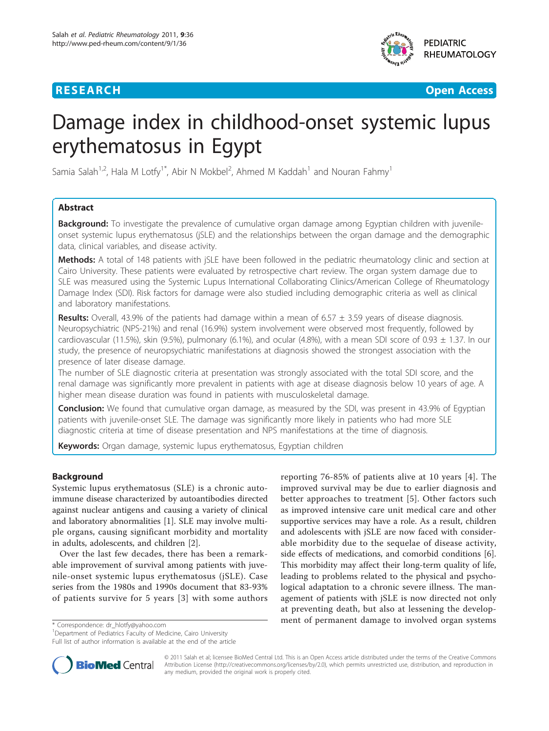**RESEARCH** **Open Access**

# Damage index in childhood-onset systemic lupus erythematosus in Egypt

Samia Salah[1,2], Hala M Lotfy[1*], Abir N Mokbel[2], Ahmed M Kaddah[1] and Nouran Fahmy[1]

## Abstract

**Background:** To investigate the prevalence of cumulative organ damage among Egyptian children with juvenile-onset systemic lupus erythematosus (jSLE) and the relationships between the organ damage and the demographic data, clinical variables, and disease activity.

**Methods:** A total of 148 patients with jSLE have been followed in the pediatric rheumatology clinic and section at Cairo University. These patients were evaluated by retrospective chart review. The organ system damage due to SLE was measured using the Systemic Lupus International Collaborating Clinics/American College of Rheumatology Damage Index (SDI). Risk factors for damage were also studied including demographic criteria as well as clinical and laboratory manifestations.

**Results:** Overall, 43.9% of the patients had damage within a mean of 6.57 ± 3.59 years of disease diagnosis. Neuropsychiatric (NPS-21%) and renal (16.9%) system involvement were observed most frequently, followed by cardiovascular (11.5%), skin (9.5%), pulmonary (6.1%), and ocular (4.8%), with a mean SDI score of 0.93 ± 1.37. In our study, the presence of neuropsychiatric manifestations at diagnosis showed the strongest association with the presence of later disease damage.

The number of SLE diagnostic criteria at presentation was strongly associated with the total SDI score, and the renal damage was significantly more prevalent in patients with age at disease diagnosis below 10 years of age. A higher mean disease duration was found in patients with musculoskeletal damage.

**Conclusion:** We found that cumulative organ damage, as measured by the SDI, was present in 43.9% of Egyptian patients with juvenile-onset SLE. The damage was significantly more likely in patients who had more SLE diagnostic criteria at time of disease presentation and NPS manifestations at the time of diagnosis.

**Keywords:** Organ damage, systemic lupus erythematosus, Egyptian children

## Background

Systemic lupus erythematosus (SLE) is a chronic autoimmune disease characterized by autoantibodies directed against nuclear antigens and causing a variety of clinical and laboratory abnormalities [1]. SLE may involve multiple organs, causing significant morbidity and mortality in adults, adolescents, and children [2].

Over the last few decades, there has been a remarkable improvement of survival among patients with juvenile-onset systemic lupus erythematosus (jSLE). Case series from the 1980s and 1990s document that 83-93% of patients survive for 5 years [3] with some authors reporting 76-85% of patients alive at 10 years [4]. The improved survival may be due to earlier diagnosis and better approaches to treatment [5]. Other factors such as improved intensive care unit medical care and other supportive services may have a role. As a result, children and adolescents with jSLE are now faced with considerable morbidity due to the sequelae of disease activity, side effects of medications, and comorbid conditions [6]. This morbidity may affect their long-term quality of life, leading to problems related to the physical and psychological adaptation to a chronic severe illness. The management of patients with jSLE is now directed not only at preventing death, but also at lessening the development of permanent damage to involved organ systems

\* Correspondence: dr_hlotfy@yahoo.com
[1]Department of Pediatrics Faculty of Medicine, Cairo University
Full list of author information is available at the end of the article

© 2011 Salah et al; licensee BioMed Central Ltd. This is an Open Access article distributed under the terms of the Creative Commons Attribution License (http://creativecommons.org/licenses/by/2.0), which permits unrestricted use, distribution, and reproduction in any medium, provided the original work is properly cited.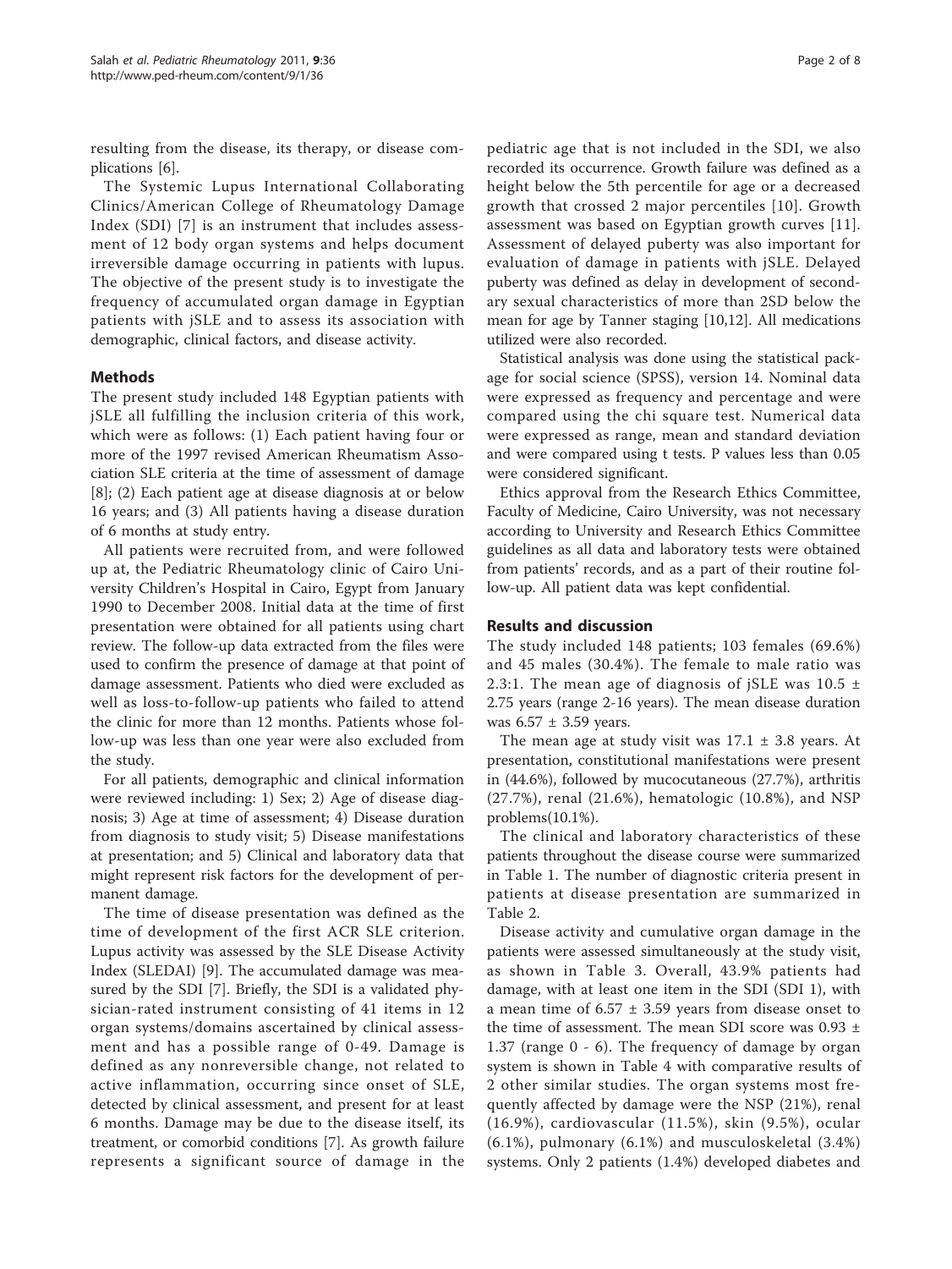resulting from the disease, its therapy, or disease complications [6].

The Systemic Lupus International Collaborating Clinics/American College of Rheumatology Damage Index (SDI) [7] is an instrument that includes assessment of 12 body organ systems and helps document irreversible damage occurring in patients with lupus. The objective of the present study is to investigate the frequency of accumulated organ damage in Egyptian patients with jSLE and to assess its association with demographic, clinical factors, and disease activity.

## Methods

The present study included 148 Egyptian patients with jSLE all fulfilling the inclusion criteria of this work, which were as follows: (1) Each patient having four or more of the 1997 revised American Rheumatism Association SLE criteria at the time of assessment of damage [8]; (2) Each patient age at disease diagnosis at or below 16 years; and (3) All patients having a disease duration of 6 months at study entry.

All patients were recruited from, and were followed up at, the Pediatric Rheumatology clinic of Cairo University Children's Hospital in Cairo, Egypt from January 1990 to December 2008. Initial data at the time of first presentation were obtained for all patients using chart review. The follow-up data extracted from the files were used to confirm the presence of damage at that point of damage assessment. Patients who died were excluded as well as loss-to-follow-up patients who failed to attend the clinic for more than 12 months. Patients whose follow-up was less than one year were also excluded from the study.

For all patients, demographic and clinical information were reviewed including: 1) Sex; 2) Age of disease diagnosis; 3) Age at time of assessment; 4) Disease duration from diagnosis to study visit; 5) Disease manifestations at presentation; and 5) Clinical and laboratory data that might represent risk factors for the development of permanent damage.

The time of disease presentation was defined as the time of development of the first ACR SLE criterion. Lupus activity was assessed by the SLE Disease Activity Index (SLEDAI) [9]. The accumulated damage was measured by the SDI [7]. Briefly, the SDI is a validated physician-rated instrument consisting of 41 items in 12 organ systems/domains ascertained by clinical assessment and has a possible range of 0-49. Damage is defined as any nonreversible change, not related to active inflammation, occurring since onset of SLE, detected by clinical assessment, and present for at least 6 months. Damage may be due to the disease itself, its treatment, or comorbid conditions [7]. As growth failure represents a significant source of damage in the pediatric age that is not included in the SDI, we also recorded its occurrence. Growth failure was defined as a height below the 5th percentile for age or a decreased growth that crossed 2 major percentiles [10]. Growth assessment was based on Egyptian growth curves [11]. Assessment of delayed puberty was also important for evaluation of damage in patients with jSLE. Delayed puberty was defined as delay in development of secondary sexual characteristics of more than 2SD below the mean for age by Tanner staging [10,12]. All medications utilized were also recorded.

Statistical analysis was done using the statistical package for social science (SPSS), version 14. Nominal data were expressed as frequency and percentage and were compared using the chi square test. Numerical data were expressed as range, mean and standard deviation and were compared using t tests. P values less than 0.05 were considered significant.

Ethics approval from the Research Ethics Committee, Faculty of Medicine, Cairo University, was not necessary according to University and Research Ethics Committee guidelines as all data and laboratory tests were obtained from patients' records, and as a part of their routine follow-up. All patient data was kept confidential.

## Results and discussion

The study included 148 patients; 103 females (69.6%) and 45 males (30.4%). The female to male ratio was 2.3:1. The mean age of diagnosis of jSLE was 10.5 ± 2.75 years (range 2-16 years). The mean disease duration was 6.57 ± 3.59 years.

The mean age at study visit was 17.1 ± 3.8 years. At presentation, constitutional manifestations were present in (44.6%), followed by mucocutaneous (27.7%), arthritis (27.7%), renal (21.6%), hematologic (10.8%), and NSP problems(10.1%).

The clinical and laboratory characteristics of these patients throughout the disease course were summarized in Table 1. The number of diagnostic criteria present in patients at disease presentation are summarized in Table 2.

Disease activity and cumulative organ damage in the patients were assessed simultaneously at the study visit, as shown in Table 3. Overall, 43.9% patients had damage, with at least one item in the SDI (SDI 1), with a mean time of 6.57 ± 3.59 years from disease onset to the time of assessment. The mean SDI score was 0.93 ± 1.37 (range 0 - 6). The frequency of damage by organ system is shown in Table 4 with comparative results of 2 other similar studies. The organ systems most frequently affected by damage were the NSP (21%), renal (16.9%), cardiovascular (11.5%), skin (9.5%), ocular (6.1%), pulmonary (6.1%) and musculoskeletal (3.4%) systems. Only 2 patients (1.4%) developed diabetes and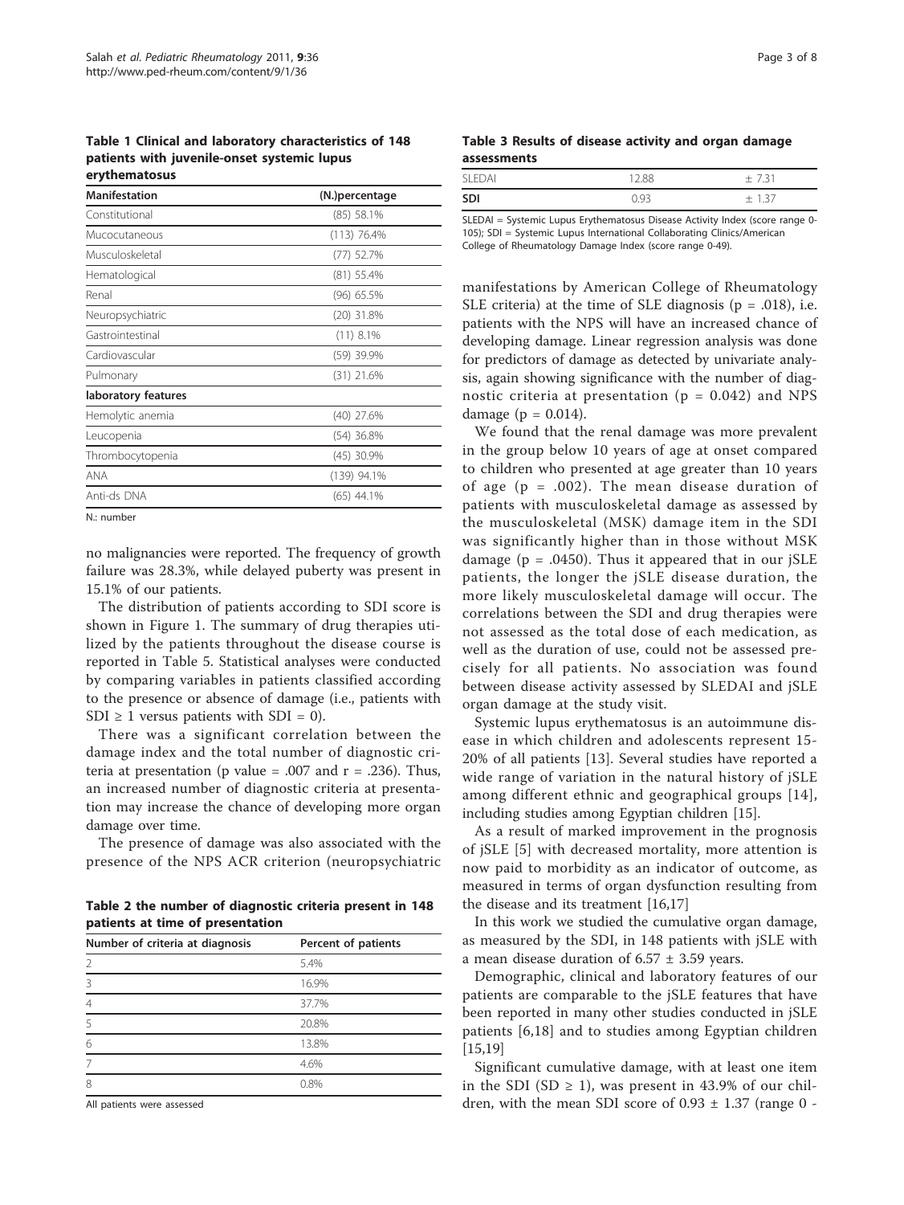**Table 1 Clinical and laboratory characteristics of 148 patients with juvenile-onset systemic lupus erythematosus**

| Manifestation | (N.)percentage |
| --- | --- |
| Constitutional | (85) 58.1% |
| Mucocutaneous | (113) 76.4% |
| Musculoskeletal | (77) 52.7% |
| Hematological | (81) 55.4% |
| Renal | (96) 65.5% |
| Neuropsychiatric | (20) 31.8% |
| Gastrointestinal | (11) 8.1% |
| Cardiovascular | (59) 39.9% |
| Pulmonary | (31) 21.6% |
| **laboratory features** | |
| Hemolytic anemia | (40) 27.6% |
| Leucopenia | (54) 36.8% |
| Thrombocytopenia | (45) 30.9% |
| ANA | (139) 94.1% |
| Anti-ds DNA | (65) 44.1% |

N.: number

no malignancies were reported. The frequency of growth failure was 28.3%, while delayed puberty was present in 15.1% of our patients.

The distribution of patients according to SDI score is shown in Figure 1. The summary of drug therapies utilized by the patients throughout the disease course is reported in Table 5. Statistical analyses were conducted by comparing variables in patients classified according to the presence or absence of damage (i.e., patients with SDI ≥ 1 versus patients with SDI = 0).

There was a significant correlation between the damage index and the total number of diagnostic criteria at presentation (p value = .007 and r = .236). Thus, an increased number of diagnostic criteria at presentation may increase the chance of developing more organ damage over time.

The presence of damage was also associated with the presence of the NPS ACR criterion (neuropsychiatric manifestations by American College of Rheumatology SLE criteria) at the time of SLE diagnosis (p = .018), i.e. patients with the NPS will have an increased chance of developing damage. Linear regression analysis was done for predictors of damage as detected by univariate analysis, again showing significance with the number of diagnostic criteria at presentation (p = 0.042) and NPS damage (p = 0.014).

**Table 2 the number of diagnostic criteria present in 148 patients at time of presentation**

| Number of criteria at diagnosis | Percent of patients |
| --- | --- |
| 2 | 5.4% |
| 3 | 16.9% |
| 4 | 37.7% |
| 5 | 20.8% |
| 6 | 13.8% |
| 7 | 4.6% |
| 8 | 0.8% |

All patients were assessed

**Table 3 Results of disease activity and organ damage assessments**

| | | |
| --- | --- | --- |
| SLEDAI | 12.88 | ± 7.31 |
| **SDI** | 0.93 | ± 1.37 |

SLEDAI = Systemic Lupus Erythematosus Disease Activity Index (score range 0-105); SDI = Systemic Lupus International Collaborating Clinics/American College of Rheumatology Damage Index (score range 0-49).

We found that the renal damage was more prevalent in the group below 10 years of age at onset compared to children who presented at age greater than 10 years of age (p = .002). The mean disease duration of patients with musculoskeletal damage as assessed by the musculoskeletal (MSK) damage item in the SDI was significantly higher than in those without MSK damage (p = .0450). Thus it appeared that in our jSLE patients, the longer the jSLE disease duration, the more likely musculoskeletal damage will occur. The correlations between the SDI and drug therapies were not assessed as the total dose of each medication, as well as the duration of use, could not be assessed precisely for all patients. No association was found between disease activity assessed by SLEDAI and jSLE organ damage at the study visit.

Systemic lupus erythematosus is an autoimmune disease in which children and adolescents represent 15-20% of all patients [13]. Several studies have reported a wide range of variation in the natural history of jSLE among different ethnic and geographical groups [14], including studies among Egyptian children [15].

As a result of marked improvement in the prognosis of jSLE [5] with decreased mortality, more attention is now paid to morbidity as an indicator of outcome, as measured in terms of organ dysfunction resulting from the disease and its treatment [16,17]

In this work we studied the cumulative organ damage, as measured by the SDI, in 148 patients with jSLE with a mean disease duration of 6.57 ± 3.59 years.

Demographic, clinical and laboratory features of our patients are comparable to the jSLE features that have been reported in many other studies conducted in jSLE patients [6,18] and to studies among Egyptian children [15,19]

Significant cumulative damage, with at least one item in the SDI (SD ≥ 1), was present in 43.9% of our children, with the mean SDI score of 0.93 ± 1.37 (range 0 -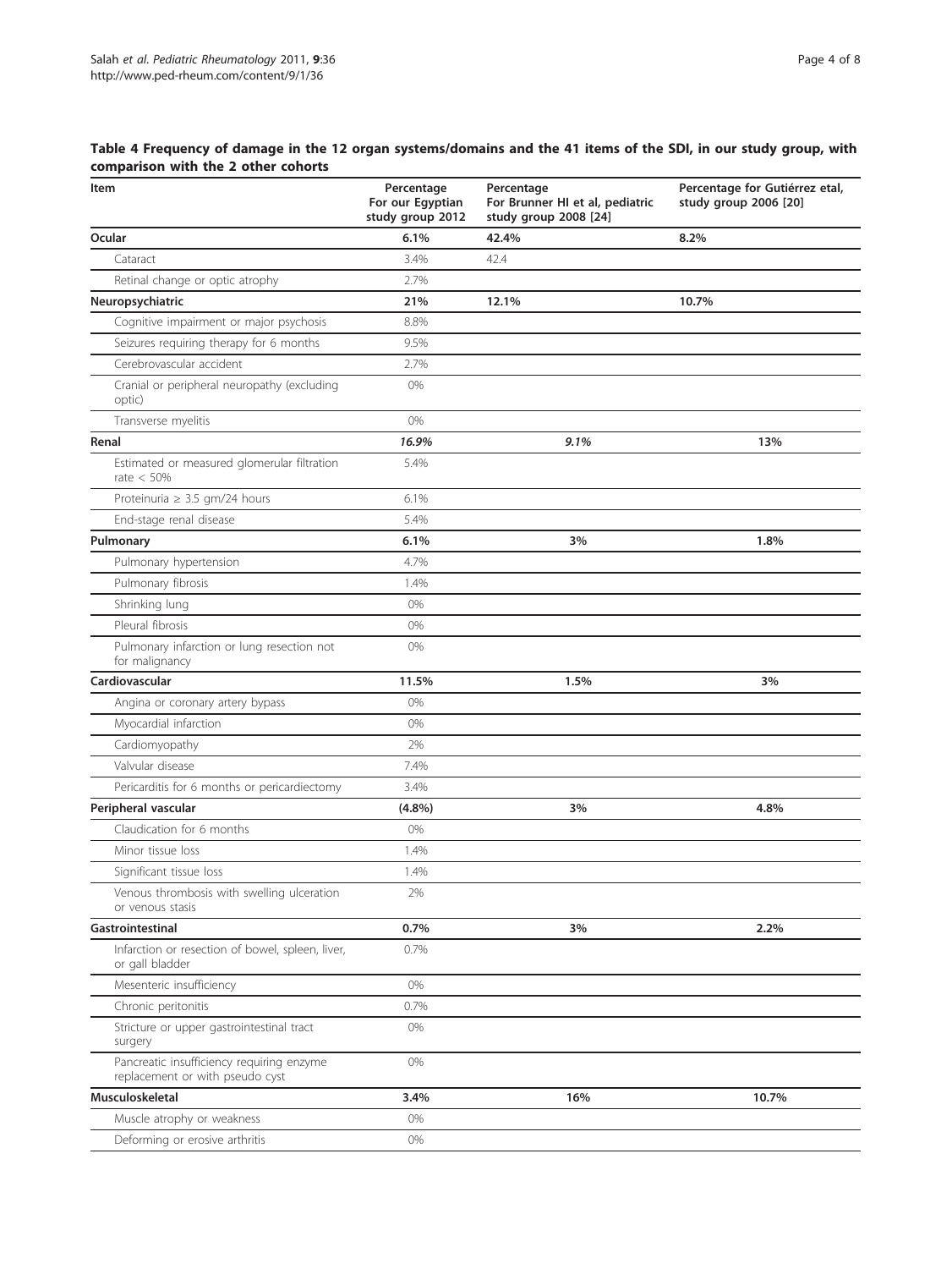**Table 4 Frequency of damage in the 12 organ systems/domains and the 41 items of the SDI, in our study group, with comparison with the 2 other cohorts**

| Item | Percentage For our Egyptian study group 2012 | Percentage For Brunner HI et al, pediatric study group 2008 [24] | Percentage for Gutiérrez etal, study group 2006 [20] |
|---|---|---|---|
| **Ocular** | **6.1%** | **42.4%** | **8.2%** |
| Cataract | 3.4% | 42.4 | |
| Retinal change or optic atrophy | 2.7% | | |
| **Neuropsychiatric** | **21%** | **12.1%** | **10.7%** |
| Cognitive impairment or major psychosis | 8.8% | | |
| Seizures requiring therapy for 6 months | 9.5% | | |
| Cerebrovascular accident | 2.7% | | |
| Cranial or peripheral neuropathy (excluding optic) | 0% | | |
| Transverse myelitis | 0% | | |
| **Renal** | ***16.9%*** | ***9.1%*** | **13%** |
| Estimated or measured glomerular filtration rate < 50% | 5.4% | | |
| Proteinuria ≥ 3.5 gm/24 hours | 6.1% | | |
| End-stage renal disease | 5.4% | | |
| **Pulmonary** | **6.1%** | **3%** | **1.8%** |
| Pulmonary hypertension | 4.7% | | |
| Pulmonary fibrosis | 1.4% | | |
| Shrinking lung | 0% | | |
| Pleural fibrosis | 0% | | |
| Pulmonary infarction or lung resection not for malignancy | 0% | | |
| **Cardiovascular** | **11.5%** | **1.5%** | **3%** |
| Angina or coronary artery bypass | 0% | | |
| Myocardial infarction | 0% | | |
| Cardiomyopathy | 2% | | |
| Valvular disease | 7.4% | | |
| Pericarditis for 6 months or pericardiectomy | 3.4% | | |
| **Peripheral vascular** | **(4.8%)** | **3%** | **4.8%** |
| Claudication for 6 months | 0% | | |
| Minor tissue loss | 1.4% | | |
| Significant tissue loss | 1.4% | | |
| Venous thrombosis with swelling ulceration or venous stasis | 2% | | |
| **Gastrointestinal** | **0.7%** | **3%** | **2.2%** |
| Infarction or resection of bowel, spleen, liver, or gall bladder | 0.7% | | |
| Mesenteric insufficiency | 0% | | |
| Chronic peritonitis | 0.7% | | |
| Stricture or upper gastrointestinal tract surgery | 0% | | |
| Pancreatic insufficiency requiring enzyme replacement or with pseudo cyst | 0% | | |
| **Musculoskeletal** | **3.4%** | **16%** | **10.7%** |
| Muscle atrophy or weakness | 0% | | |
| Deforming or erosive arthritis | 0% | | |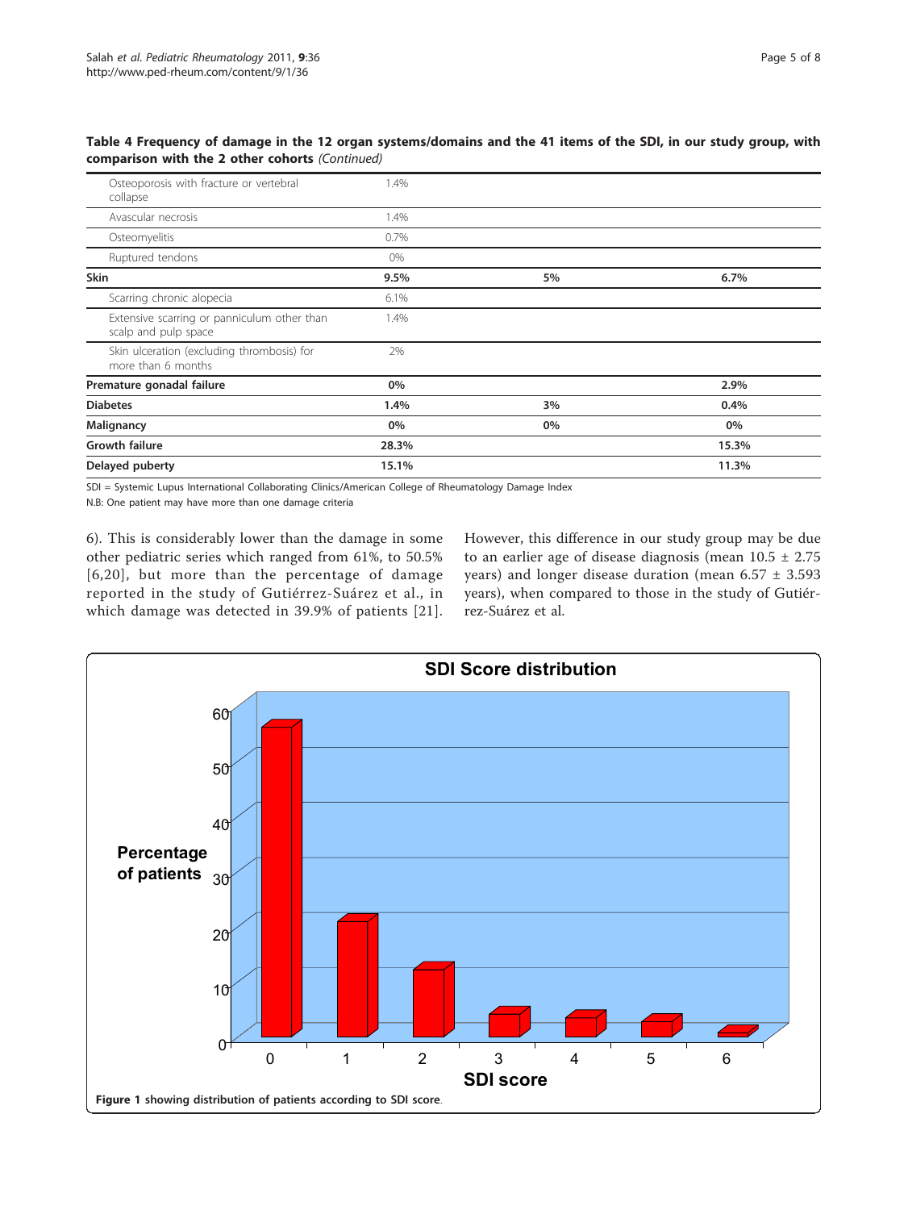**Table 4 Frequency of damage in the 12 organ systems/domains and the 41 items of the SDI, in our study group, with comparison with the 2 other cohorts** *(Continued)*

| | | | |
|---|---|---|---|
| Osteoporosis with fracture or vertebral collapse | 1.4% | | |
| Avascular necrosis | 1.4% | | |
| Osteomyelitis | 0.7% | | |
| Ruptured tendons | 0% | | |
| **Skin** | **9.5%** | **5%** | **6.7%** |
| Scarring chronic alopecia | 6.1% | | |
| Extensive scarring or panniculum other than scalp and pulp space | 1.4% | | |
| Skin ulceration (excluding thrombosis) for more than 6 months | 2% | | |
| **Premature gonadal failure** | **0%** | | **2.9%** |
| **Diabetes** | **1.4%** | **3%** | **0.4%** |
| **Malignancy** | **0%** | **0%** | **0%** |
| **Growth failure** | **28.3%** | | **15.3%** |
| **Delayed puberty** | **15.1%** | | **11.3%** |

SDI = Systemic Lupus International Collaborating Clinics/American College of Rheumatology Damage Index

N.B: One patient may have more than one damage criteria

6). This is considerably lower than the damage in some other pediatric series which ranged from 61%, to 50.5% [6,20], but more than the percentage of damage reported in the study of Gutiérrez-Suárez et al., in which damage was detected in 39.9% of patients [21]. However, this difference in our study group may be due to an earlier age of disease diagnosis (mean 10.5 ± 2.75 years) and longer disease duration (mean 6.57 ± 3.593 years), when compared to those in the study of Gutiérrez-Suárez et al.

**Figure 1** showing distribution of patients according to SDI score.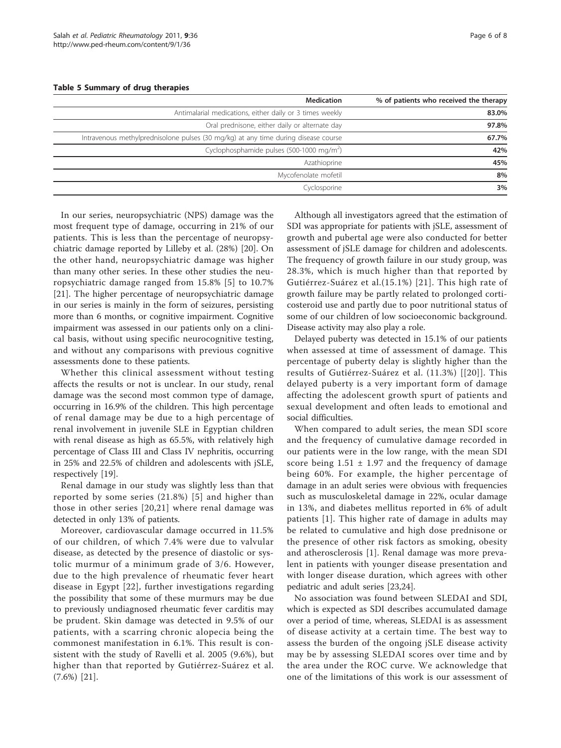**Table 5 Summary of drug therapies**

| Medication | % of patients who received the therapy |
|---|---|
| Antimalarial medications, either daily or 3 times weekly | **83.0%** |
| Oral prednisone, either daily or alternate day | **97.8%** |
| Intravenous methylprednisolone pulses (30 mg/kg) at any time during disease course | **67.7%** |
| Cyclophosphamide pulses (500-1000 mg/m$^2$) | **42%** |
| Azathioprine | **45%** |
| Mycofenolate mofetil | **8%** |
| Cyclosporine | **3%** |

In our series, neuropsychiatric (NPS) damage was the most frequent type of damage, occurring in 21% of our patients. This is less than the percentage of neuropsychiatric damage reported by Lilleby et al. (28%) [20]. On the other hand, neuropsychiatric damage was higher than many other series. In these other studies the neuropsychiatric damage ranged from 15.8% [5] to 10.7% [21]. The higher percentage of neuropsychiatric damage in our series is mainly in the form of seizures, persisting more than 6 months, or cognitive impairment. Cognitive impairment was assessed in our patients only on a clinical basis, without using specific neurocognitive testing, and without any comparisons with previous cognitive assessments done to these patients.

Whether this clinical assessment without testing affects the results or not is unclear. In our study, renal damage was the second most common type of damage, occurring in 16.9% of the children. This high percentage of renal damage may be due to a high percentage of renal involvement in juvenile SLE in Egyptian children with renal disease as high as 65.5%, with relatively high percentage of Class III and Class IV nephritis, occurring in 25% and 22.5% of children and adolescents with jSLE, respectively [19].

Renal damage in our study was slightly less than that reported by some series (21.8%) [5] and higher than those in other series [20,21] where renal damage was detected in only 13% of patients.

Moreover, cardiovascular damage occurred in 11.5% of our children, of which 7.4% were due to valvular disease, as detected by the presence of diastolic or systolic murmur of a minimum grade of 3/6. However, due to the high prevalence of rheumatic fever heart disease in Egypt [22], further investigations regarding the possibility that some of these murmurs may be due to previously undiagnosed rheumatic fever carditis may be prudent. Skin damage was detected in 9.5% of our patients, with a scarring chronic alopecia being the commonest manifestation in 6.1%. This result is consistent with the study of Ravelli et al. 2005 (9.6%), but higher than that reported by Gutiérrez-Suárez et al. (7.6%) [21].

Although all investigators agreed that the estimation of SDI was appropriate for patients with jSLE, assessment of growth and pubertal age were also conducted for better assessment of jSLE damage for children and adolescents. The frequency of growth failure in our study group, was 28.3%, which is much higher than that reported by Gutiérrez-Suárez et al.(15.1%) [21]. This high rate of growth failure may be partly related to prolonged corticosteroid use and partly due to poor nutritional status of some of our children of low socioeconomic background. Disease activity may also play a role.

Delayed puberty was detected in 15.1% of our patients when assessed at time of assessment of damage. This percentage of puberty delay is slightly higher than the results of Gutiérrez-Suárez et al. (11.3%) [[20]]. This delayed puberty is a very important form of damage affecting the adolescent growth spurt of patients and sexual development and often leads to emotional and social difficulties.

When compared to adult series, the mean SDI score and the frequency of cumulative damage recorded in our patients were in the low range, with the mean SDI score being $1.51 \pm 1.97$ and the frequency of damage being 60%. For example, the higher percentage of damage in an adult series were obvious with frequencies such as musculoskeletal damage in 22%, ocular damage in 13%, and diabetes mellitus reported in 6% of adult patients [1]. This higher rate of damage in adults may be related to cumulative and high dose prednisone or the presence of other risk factors as smoking, obesity and atherosclerosis [1]. Renal damage was more prevalent in patients with younger disease presentation and with longer disease duration, which agrees with other pediatric and adult series [23,24].

No association was found between SLEDAI and SDI, which is expected as SDI describes accumulated damage over a period of time, whereas, SLEDAI is as assessment of disease activity at a certain time. The best way to assess the burden of the ongoing jSLE disease activity may be by assessing SLEDAI scores over time and by the area under the ROC curve. We acknowledge that one of the limitations of this work is our assessment of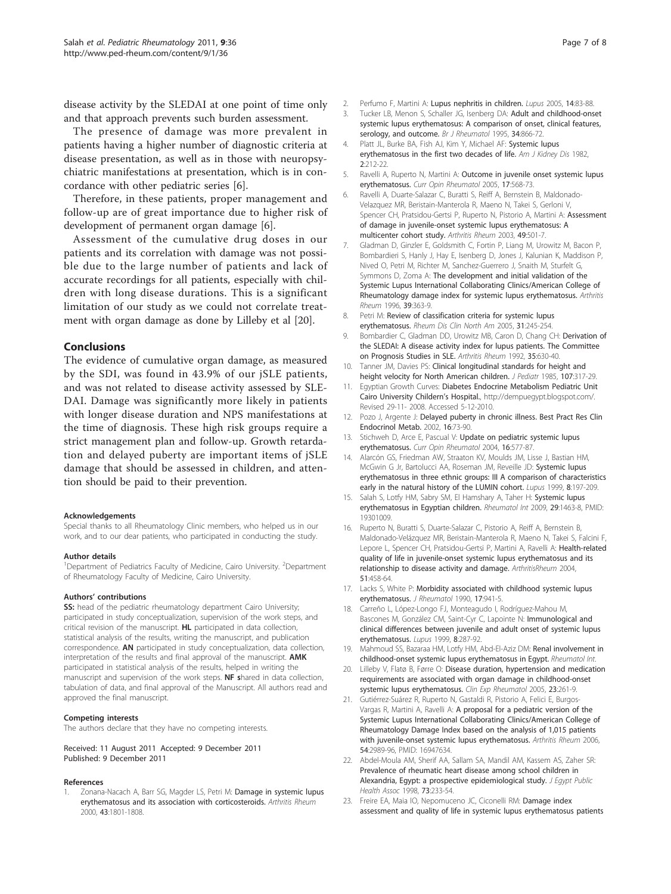disease activity by the SLEDAI at one point of time only and that approach prevents such burden assessment.

The presence of damage was more prevalent in patients having a higher number of diagnostic criteria at disease presentation, as well as in those with neuropsychiatric manifestations at presentation, which is in concordance with other pediatric series [6].

Therefore, in these patients, proper management and follow-up are of great importance due to higher risk of development of permanent organ damage [6].

Assessment of the cumulative drug doses in our patients and its correlation with damage was not possible due to the large number of patients and lack of accurate recordings for all patients, especially with children with long disease durations. This is a significant limitation of our study as we could not correlate treatment with organ damage as done by Lilleby et al [20].

## Conclusions

The evidence of cumulative organ damage, as measured by the SDI, was found in 43.9% of our jSLE patients, and was not related to disease activity assessed by SLEDAI. Damage was significantly more likely in patients with longer disease duration and NPS manifestations at the time of diagnosis. These high risk groups require a strict management plan and follow-up. Growth retardation and delayed puberty are important items of jSLE damage that should be assessed in children, and attention should be paid to their prevention.

#### Acknowledgements

Special thanks to all Rheumatology Clinic members, who helped us in our work, and to our dear patients, who participated in conducting the study.

#### Author details

[1]Department of Pediatrics Faculty of Medicine, Cairo University. [2]Department of Rheumatology Faculty of Medicine, Cairo University.

#### Authors' contributions

**SS:** head of the pediatric rheumatology department Cairo University; participated in study conceptualization, supervision of the work steps, and critical revision of the manuscript. **HL** participated in data collection, statistical analysis of the results, writing the manuscript, and publication correspondence. **AN** participated in study conceptualization, data collection, interpretation of the results and final approval of the manuscript. **AMK** participated in statistical analysis of the results, helped in writing the manuscript and supervision of the work steps. **NF s**hared in data collection, tabulation of data, and final approval of the Manuscript. All authors read and approved the final manuscript.

#### Competing interests

The authors declare that they have no competing interests.

Received: 11 August 2011 Accepted: 9 December 2011
Published: 9 December 2011

#### References

1. Zonana-Nacach A, Barr SG, Magder LS, Petri M: **Damage in systemic lupus erythematosus and its association with corticosteroids.** *Arthritis Rheum* 2000, **43**:1801-1808.
2. Perfumo F, Martini A: **Lupus nephritis in children.** *Lupus* 2005, **14**:83-88.
3. Tucker LB, Menon S, Schaller JG, Isenberg DA: **Adult and childhood-onset systemic lupus erythematosus: A comparison of onset, clinical features, serology, and outcome.** *Br J Rheumatol* 1995, **34**:866-72.
4. Platt JL, Burke BA, Fish AJ, Kim Y, Michael AF: **Systemic lupus erythematosus in the first two decades of life.** *Am J Kidney Dis* 1982, **2**:212-22.
5. Ravelli A, Ruperto N, Martini A: **Outcome in juvenile onset systemic lupus erythematosus.** *Curr Opin Rheumatol* 2005, **17**:568-73.
6. Ravelli A, Duarte-Salazar C, Buratti S, Reiff A, Bernstein B, Maldonado-Velazquez MR, Beristain-Manterola R, Maeno N, Takei S, Gerloni V, Spencer CH, Pratsidou-Gertsi P, Ruperto N, Pistorio A, Martini A: **Assessment of damage in juvenile-onset systemic lupus erythematosus: A multicenter cohort study.** *Arthritis Rheum* 2003, **49**:501-7.
7. Gladman D, Ginzler E, Goldsmith C, Fortin P, Liang M, Urowitz M, Bacon P, Bombardieri S, Hanly J, Hay E, Isenberg D, Jones J, Kalunian K, Maddison P, Nived O, Petri M, Richter M, Sanchez-Guerrero J, Snaith M, Sturfelt G, Symmons D, Zoma A: **The development and initial validation of the Systemic Lupus International Collaborating Clinics/American College of Rheumatology damage index for systemic lupus erythematosus.** *Arthritis Rheum* 1996, **39**:363-9.
8. Petri M: **Review of classification criteria for systemic lupus erythematosus.** *Rheum Dis Clin North Am* 2005, **31**:245-254.
9. Bombardier C, Gladman DD, Urowitz MB, Caron D, Chang CH: **Derivation of the SLEDAI: A disease activity index for lupus patients. The Committee on Prognosis Studies in SLE.** *Arthritis Rheum* 1992, **35**:630-40.
10. Tanner JM, Davies PS: **Clinical longitudinal standards for height and height velocity for North American children.** *J Pediatr* 1985, **107**:317-29.
11. Egyptian Growth Curves: **Diabetes Endocrine Metabolism Pediatric Unit Cairo University Childern's Hospital.**, http://dempuegypt.blogspot.com/. Revised 29-11- 2008. Accessed 5-12-2010.
12. Pozo J, Argente J: **Delayed puberty in chronic illness.** Best Pract Res Clin Endocrinol Metab. 2002, **16**:73-90.
13. Stichweh D, Arce E, Pascual V: **Update on pediatric systemic lupus erythematosus.** *Curr Opin Rheumatol* 2004, **16**:577-87.
14. Alarcón GS, Friedman AW, Straaton KV, Moulds JM, Lisse J, Bastian HM, McGwin G Jr, Bartolucci AA, Roseman JM, Reveille JD: **Systemic lupus erythematosus in three ethnic groups: III A comparison of characteristics early in the natural history of the LUMIN cohort.** *Lupus* 1999, **8**:197-209.
15. Salah S, Lotfy HM, Sabry SM, El Hamshary A, Taher H: **Systemic lupus erythematosus in Egyptian children.** *Rheumatol Int* 2009, **29**:1463-8, PMID: 19301009.
16. Ruperto N, Buratti S, Duarte-Salazar C, Pistorio A, Reiff A, Bernstein B, Maldonado-Velázquez MR, Beristain-Manterola R, Maeno N, Takei S, Falcini F, Lepore L, Spencer CH, Pratsidou-Gertsi P, Martini A, Ravelli A: **Health-related quality of life in juvenile-onset systemic lupus erythematosus and its relationship to disease activity and damage.** *ArthritisRheum* 2004, **51**:458-64.
17. Lacks S, White P: **Morbidity associated with childhood systemic lupus erythematosus.** *J Rheumatol* 1990, **17**:941-5.
18. Carreño L, López-Longo FJ, Monteagudo I, Rodríguez-Mahou M, Bascones M, González CM, Saint-Cyr C, Lapointe N: **Immunological and clinical differences between juvenile and adult onset of systemic lupus erythematosus.** *Lupus* 1999, **8**:287-92.
19. Mahmoud SS, Bazaraa HM, Lotfy HM, Abd-El-Aziz DM: **Renal involvement in childhood-onset systemic lupus erythematosus in Egypt.** *Rheumatol Int.*
20. Lilleby V, Flatø B, Førre O: **Disease duration, hypertension and medication requirements are associated with organ damage in childhood-onset systemic lupus erythematosus.** *Clin Exp Rheumatol* 2005, **23**:261-9.
21. Gutiérrez-Suárez R, Ruperto N, Gastaldi R, Pistorio A, Felici E, Burgos-Vargas R, Martini A, Ravelli A: **A proposal for a pediatric version of the Systemic Lupus International Collaborating Clinics/American College of Rheumatology Damage Index based on the analysis of 1,015 patients with juvenile-onset systemic lupus erythematosus.** *Arthritis Rheum* 2006, **54**:2989-96, PMID: 16947634.
22. Abdel-Moula AM, Sherif AA, Sallam SA, Mandil AM, Kassem AS, Zaher SR: **Prevalence of rheumatic heart disease among school children in Alexandria, Egypt: a prospective epidemiological study.** *J Egypt Public Health Assoc* 1998, **73**:233-54.
23. Freire EA, Maia IO, Nepomuceno JC, Ciconelli RM: **Damage index assessment and quality of life in systemic lupus erythematosus patients**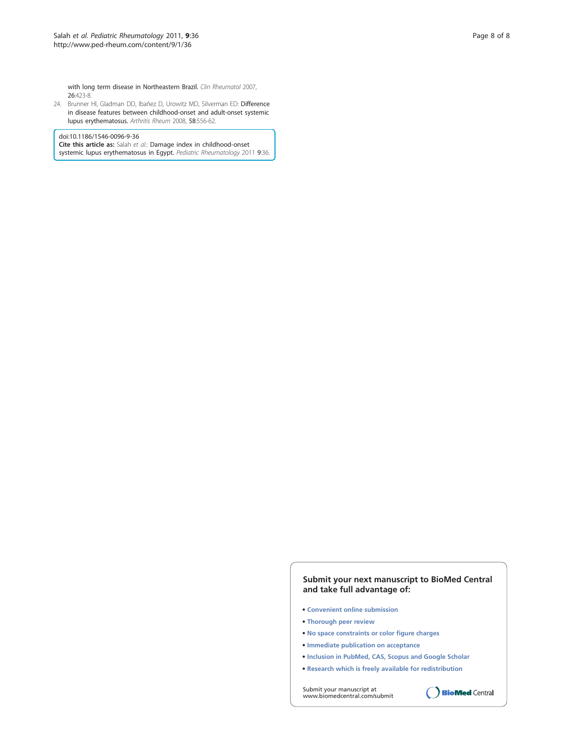with long term disease in Northeastern Brazil. *Clin Rheumatol* 2007, **26**:423-8.

24. Brunner HI, Gladman DD, Ibañez D, Urowitz MD, Silverman ED: **Difference in disease features between childhood-onset and adult-onset systemic lupus erythematosus.** *Arthritis Rheum* 2008, **58**:556-62.

doi:10.1186/1546-0096-9-36
**Cite this article as:** Salah *et al.*: Damage index in childhood-onset systemic lupus erythematosus in Egypt. *Pediatric Rheumatology* 2011 **9**:36.

**Submit your next manuscript to BioMed Central and take full advantage of:**

- **Convenient online submission**
- **Thorough peer review**
- **No space constraints or color figure charges**
- **Immediate publication on acceptance**
- **Inclusion in PubMed, CAS, Scopus and Google Scholar**
- **Research which is freely available for redistribution**

Submit your manuscript at
www.biomedcentral.com/submit

BioMed Central